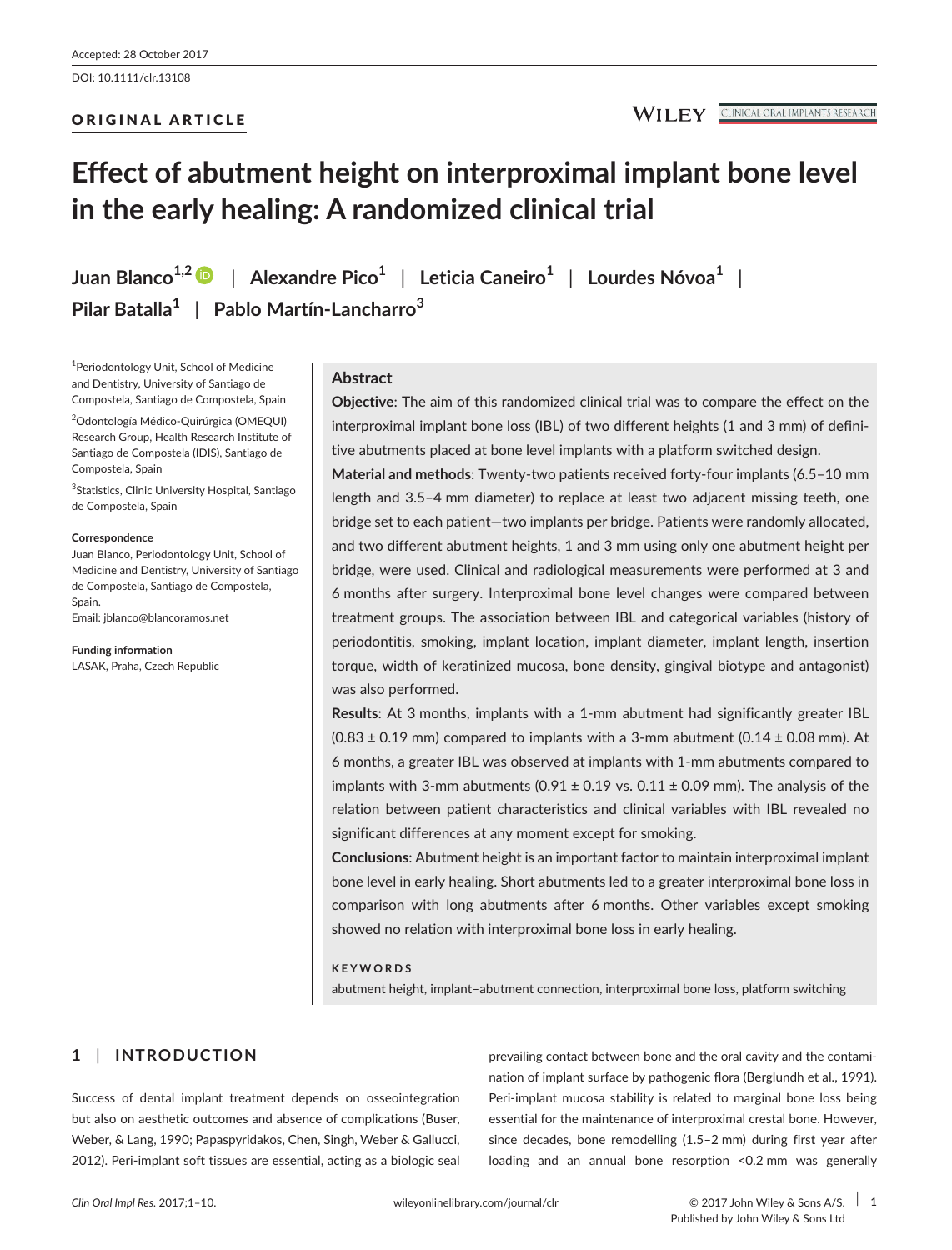Accepted: 28 October 2017

DOI: 10.1111/clr.13108

ORIGINAL ARTICLE

# Effect of abutment height on interproximal implant bone level in the early healing: A randomized clinical trial

Juan Blanco[1,2] | Alexandre Pico[1] | Leticia Caneiro[1] | Lourdes Nóvoa[1] | Pilar Batalla[1] | Pablo Martín-Lancharro[3]

[1]Periodontology Unit, School of Medicine and Dentistry, University of Santiago de Compostela, Santiago de Compostela, Spain

[2]Odontología Médico-Quirúrgica (OMEQUI) Research Group, Health Research Institute of Santiago de Compostela (IDIS), Santiago de Compostela, Spain

[3]Statistics, Clinic University Hospital, Santiago de Compostela, Spain

**Correspondence**
Juan Blanco, Periodontology Unit, School of Medicine and Dentistry, University of Santiago de Compostela, Santiago de Compostela, Spain.
Email: jblanco@blancoramos.net

**Funding information**
LASAK, Praha, Czech Republic

## Abstract

**Objective**: The aim of this randomized clinical trial was to compare the effect on the interproximal implant bone loss (IBL) of two different heights (1 and 3 mm) of definitive abutments placed at bone level implants with a platform switched design.

**Material and methods**: Twenty-two patients received forty-four implants (6.5–10 mm length and 3.5–4 mm diameter) to replace at least two adjacent missing teeth, one bridge set to each patient—two implants per bridge. Patients were randomly allocated, and two different abutment heights, 1 and 3 mm using only one abutment height per bridge, were used. Clinical and radiological measurements were performed at 3 and 6 months after surgery. Interproximal bone level changes were compared between treatment groups. The association between IBL and categorical variables (history of periodontitis, smoking, implant location, implant diameter, implant length, insertion torque, width of keratinized mucosa, bone density, gingival biotype and antagonist) was also performed.

**Results**: At 3 months, implants with a 1-mm abutment had significantly greater IBL (0.83 ± 0.19 mm) compared to implants with a 3-mm abutment (0.14 ± 0.08 mm). At 6 months, a greater IBL was observed at implants with 1-mm abutments compared to implants with 3-mm abutments (0.91 ± 0.19 vs. 0.11 ± 0.09 mm). The analysis of the relation between patient characteristics and clinical variables with IBL revealed no significant differences at any moment except for smoking.

**Conclusions**: Abutment height is an important factor to maintain interproximal implant bone level in early healing. Short abutments led to a greater interproximal bone loss in comparison with long abutments after 6 months. Other variables except smoking showed no relation with interproximal bone loss in early healing.

**KEYWORDS**

abutment height, implant–abutment connection, interproximal bone loss, platform switching

## 1 | INTRODUCTION

Success of dental implant treatment depends on osseointegration but also on aesthetic outcomes and absence of complications (Buser, Weber, & Lang, 1990; Papaspyridakos, Chen, Singh, Weber & Gallucci, 2012). Peri-implant soft tissues are essential, acting as a biologic seal prevailing contact between bone and the oral cavity and the contamination of implant surface by pathogenic flora (Berglundh et al., 1991). Peri-implant mucosa stability is related to marginal bone loss being essential for the maintenance of interproximal crestal bone. However, since decades, bone remodelling (1.5–2 mm) during first year after loading and an annual bone resorption <0.2 mm was generally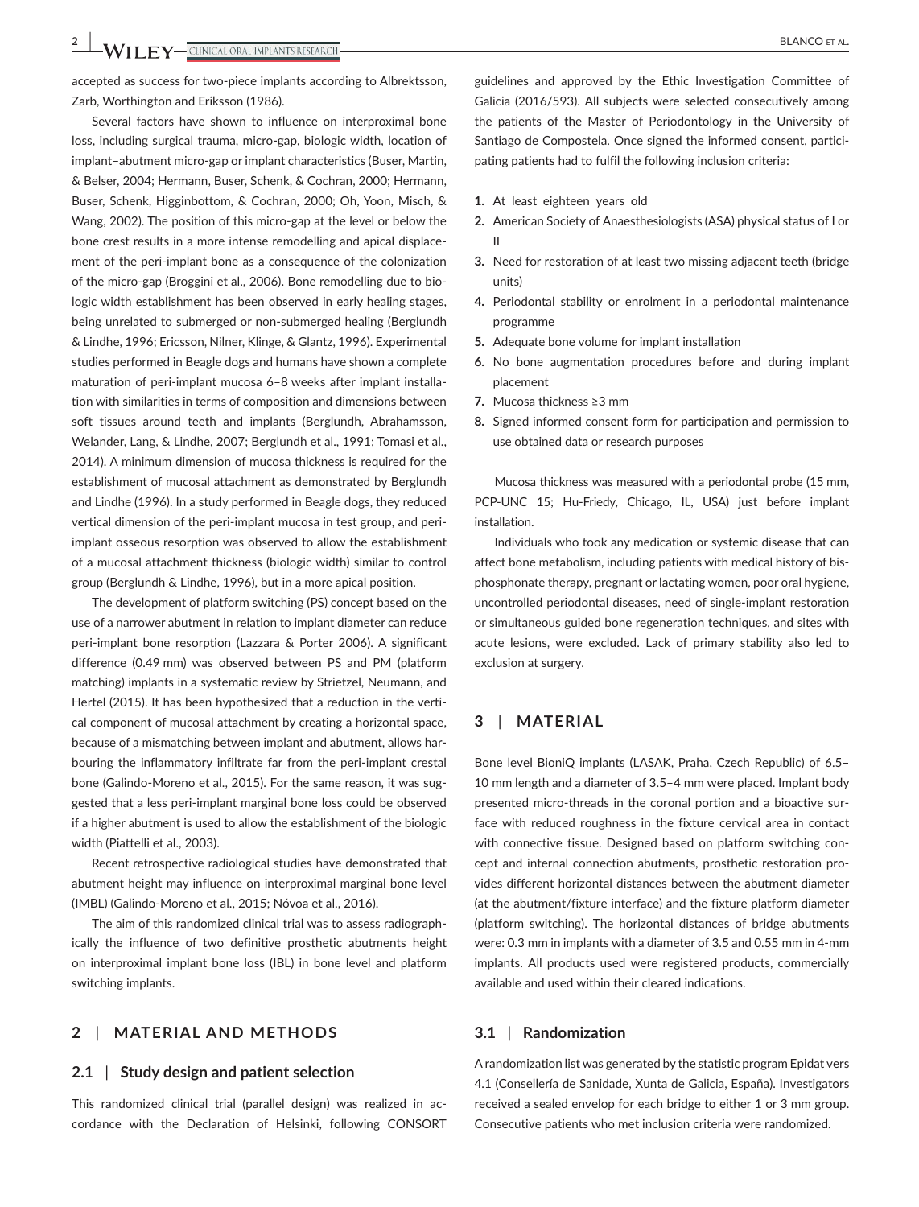accepted as success for two-piece implants according to Albrektsson, Zarb, Worthington and Eriksson (1986).

Several factors have shown to influence on interproximal bone loss, including surgical trauma, micro-gap, biologic width, location of implant–abutment micro-gap or implant characteristics (Buser, Martin, & Belser, 2004; Hermann, Buser, Schenk, & Cochran, 2000; Hermann, Buser, Schenk, Higginbottom, & Cochran, 2000; Oh, Yoon, Misch, & Wang, 2002). The position of this micro-gap at the level or below the bone crest results in a more intense remodelling and apical displacement of the peri-implant bone as a consequence of the colonization of the micro-gap (Broggini et al., 2006). Bone remodelling due to biologic width establishment has been observed in early healing stages, being unrelated to submerged or non-submerged healing (Berglundh & Lindhe, 1996; Ericsson, Nilner, Klinge, & Glantz, 1996). Experimental studies performed in Beagle dogs and humans have shown a complete maturation of peri-implant mucosa 6–8 weeks after implant installation with similarities in terms of composition and dimensions between soft tissues around teeth and implants (Berglundh, Abrahamsson, Welander, Lang, & Lindhe, 2007; Berglundh et al., 1991; Tomasi et al., 2014). A minimum dimension of mucosa thickness is required for the establishment of mucosal attachment as demonstrated by Berglundh and Lindhe (1996). In a study performed in Beagle dogs, they reduced vertical dimension of the peri-implant mucosa in test group, and peri-implant osseous resorption was observed to allow the establishment of a mucosal attachment thickness (biologic width) similar to control group (Berglundh & Lindhe, 1996), but in a more apical position.

The development of platform switching (PS) concept based on the use of a narrower abutment in relation to implant diameter can reduce peri-implant bone resorption (Lazzara & Porter 2006). A significant difference (0.49 mm) was observed between PS and PM (platform matching) implants in a systematic review by Strietzel, Neumann, and Hertel (2015). It has been hypothesized that a reduction in the vertical component of mucosal attachment by creating a horizontal space, because of a mismatching between implant and abutment, allows harbouring the inflammatory infiltrate far from the peri-implant crestal bone (Galindo-Moreno et al., 2015). For the same reason, it was suggested that a less peri-implant marginal bone loss could be observed if a higher abutment is used to allow the establishment of the biologic width (Piattelli et al., 2003).

Recent retrospective radiological studies have demonstrated that abutment height may influence on interproximal marginal bone level (IMBL) (Galindo-Moreno et al., 2015; Nóvoa et al., 2016).

The aim of this randomized clinical trial was to assess radiographically the influence of two definitive prosthetic abutments height on interproximal implant bone loss (IBL) in bone level and platform switching implants.

## 2 | MATERIAL AND METHODS

### 2.1 | Study design and patient selection

This randomized clinical trial (parallel design) was realized in accordance with the Declaration of Helsinki, following CONSORT guidelines and approved by the Ethic Investigation Committee of Galicia (2016/593). All subjects were selected consecutively among the patients of the Master of Periodontology in the University of Santiago de Compostela. Once signed the informed consent, participating patients had to fulfil the following inclusion criteria:

1. At least eighteen years old
2. American Society of Anaesthesiologists (ASA) physical status of I or II
3. Need for restoration of at least two missing adjacent teeth (bridge units)
4. Periodontal stability or enrolment in a periodontal maintenance programme
5. Adequate bone volume for implant installation
6. No bone augmentation procedures before and during implant placement
7. Mucosa thickness ≥3 mm
8. Signed informed consent form for participation and permission to use obtained data or research purposes

Mucosa thickness was measured with a periodontal probe (15 mm, PCP-UNC 15; Hu-Friedy, Chicago, IL, USA) just before implant installation.

Individuals who took any medication or systemic disease that can affect bone metabolism, including patients with medical history of bisphosphonate therapy, pregnant or lactating women, poor oral hygiene, uncontrolled periodontal diseases, need of single-implant restoration or simultaneous guided bone regeneration techniques, and sites with acute lesions, were excluded. Lack of primary stability also led to exclusion at surgery.

## 3 | MATERIAL

Bone level BioniQ implants (LASAK, Praha, Czech Republic) of 6.5–10 mm length and a diameter of 3.5–4 mm were placed. Implant body presented micro-threads in the coronal portion and a bioactive surface with reduced roughness in the fixture cervical area in contact with connective tissue. Designed based on platform switching concept and internal connection abutments, prosthetic restoration provides different horizontal distances between the abutment diameter (at the abutment/fixture interface) and the fixture platform diameter (platform switching). The horizontal distances of bridge abutments were: 0.3 mm in implants with a diameter of 3.5 and 0.55 mm in 4-mm implants. All products used were registered products, commercially available and used within their cleared indications.

### 3.1 | Randomization

A randomization list was generated by the statistic program Epidat vers 4.1 (Consellería de Sanidade, Xunta de Galicia, España). Investigators received a sealed envelop for each bridge to either 1 or 3 mm group. Consecutive patients who met inclusion criteria were randomized.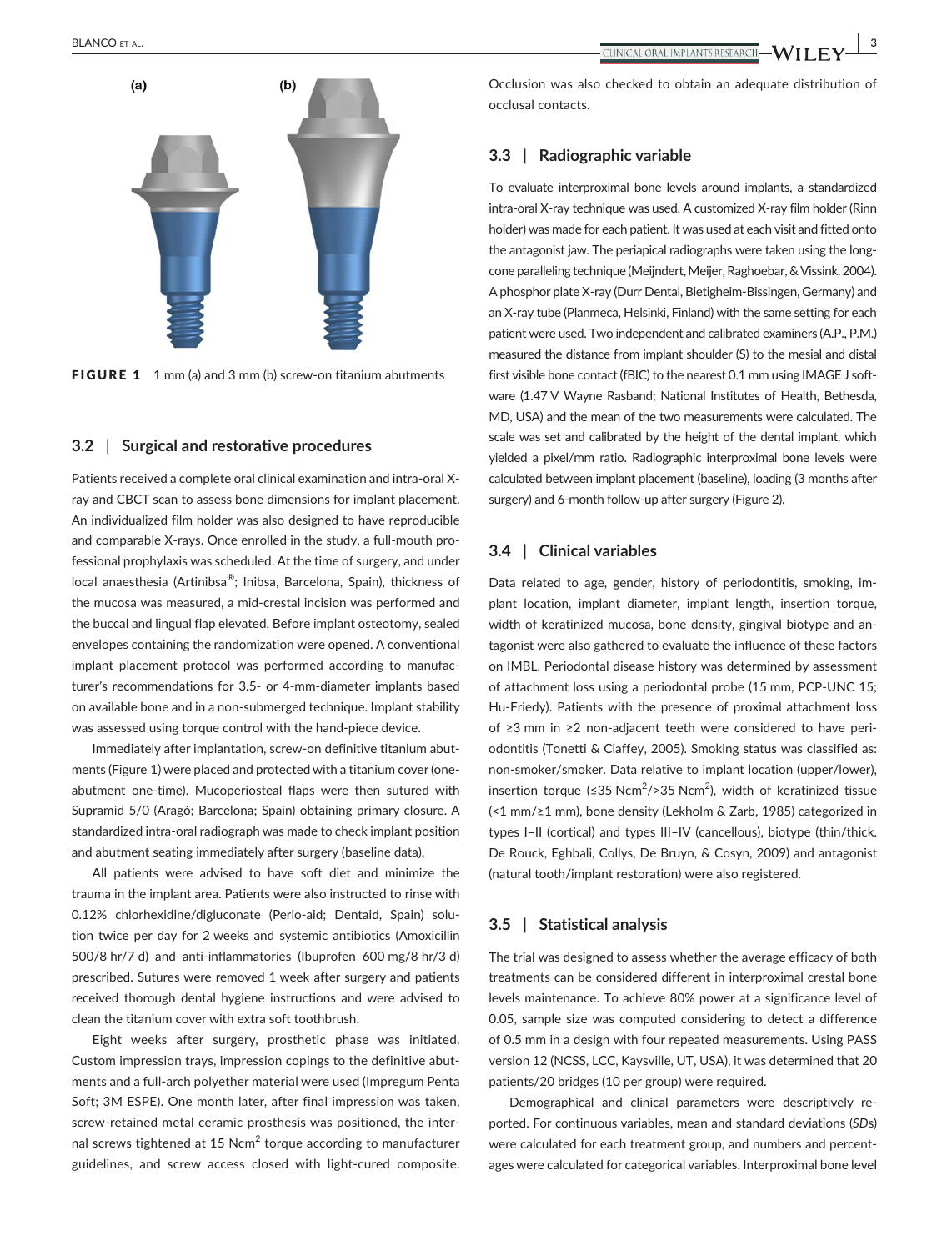FIGURE 1 1 mm (a) and 3 mm (b) screw-on titanium abutments

### 3.2 | Surgical and restorative procedures

Patients received a complete oral clinical examination and intra-oral X-ray and CBCT scan to assess bone dimensions for implant placement. An individualized film holder was also designed to have reproducible and comparable X-rays. Once enrolled in the study, a full-mouth professional prophylaxis was scheduled. At the time of surgery, and under local anaesthesia (Artinibsa®; Inibsa, Barcelona, Spain), thickness of the mucosa was measured, a mid-crestal incision was performed and the buccal and lingual flap elevated. Before implant osteotomy, sealed envelopes containing the randomization were opened. A conventional implant placement protocol was performed according to manufacturer's recommendations for 3.5- or 4-mm-diameter implants based on available bone and in a non-submerged technique. Implant stability was assessed using torque control with the hand-piece device.

Immediately after implantation, screw-on definitive titanium abutments (Figure 1) were placed and protected with a titanium cover (one-abutment one-time). Mucoperiosteal flaps were then sutured with Supramid 5/0 (Aragó; Barcelona; Spain) obtaining primary closure. A standardized intra-oral radiograph was made to check implant position and abutment seating immediately after surgery (baseline data).

All patients were advised to have soft diet and minimize the trauma in the implant area. Patients were also instructed to rinse with 0.12% chlorhexidine/digluconate (Perio-aid; Dentaid, Spain) solution twice per day for 2 weeks and systemic antibiotics (Amoxicillin 500/8 hr/7 d) and anti-inflammatories (Ibuprofen 600 mg/8 hr/3 d) prescribed. Sutures were removed 1 week after surgery and patients received thorough dental hygiene instructions and were advised to clean the titanium cover with extra soft toothbrush.

Eight weeks after surgery, prosthetic phase was initiated. Custom impression trays, impression copings to the definitive abutments and a full-arch polyether material were used (Impregum Penta Soft; 3M ESPE). One month later, after final impression was taken, screw-retained metal ceramic prosthesis was positioned, the internal screws tightened at 15 Ncm$^2$ torque according to manufacturer guidelines, and screw access closed with light-cured composite. Occlusion was also checked to obtain an adequate distribution of occlusal contacts.

### 3.3 | Radiographic variable

To evaluate interproximal bone levels around implants, a standardized intra-oral X-ray technique was used. A customized X-ray film holder (Rinn holder) was made for each patient. It was used at each visit and fitted onto the antagonist jaw. The periapical radiographs were taken using the long-cone paralleling technique (Meijndert, Meijer, Raghoebar, & Vissink, 2004). A phosphor plate X-ray (Durr Dental, Bietigheim-Bissingen, Germany) and an X-ray tube (Planmeca, Helsinki, Finland) with the same setting for each patient were used. Two independent and calibrated examiners (A.P., P.M.) measured the distance from implant shoulder (S) to the mesial and distal first visible bone contact (fBIC) to the nearest 0.1 mm using IMAGE J software (1.47 V Wayne Rasband; National Institutes of Health, Bethesda, MD, USA) and the mean of the two measurements were calculated. The scale was set and calibrated by the height of the dental implant, which yielded a pixel/mm ratio. Radiographic interproximal bone levels were calculated between implant placement (baseline), loading (3 months after surgery) and 6-month follow-up after surgery (Figure 2).

### 3.4 | Clinical variables

Data related to age, gender, history of periodontitis, smoking, implant location, implant diameter, implant length, insertion torque, width of keratinized mucosa, bone density, gingival biotype and antagonist were also gathered to evaluate the influence of these factors on IMBL. Periodontal disease history was determined by assessment of attachment loss using a periodontal probe (15 mm, PCP-UNC 15; Hu-Friedy). Patients with the presence of proximal attachment loss of ≥3 mm in ≥2 non-adjacent teeth were considered to have periodontitis (Tonetti & Claffey, 2005). Smoking status was classified as: non-smoker/smoker. Data relative to implant location (upper/lower), insertion torque (≤35 Ncm$^2$/>35 Ncm$^2$), width of keratinized tissue (<1 mm/≥1 mm), bone density (Lekholm & Zarb, 1985) categorized in types I–II (cortical) and types III–IV (cancellous), biotype (thin/thick. De Rouck, Eghbali, Collys, De Bruyn, & Cosyn, 2009) and antagonist (natural tooth/implant restoration) were also registered.

### 3.5 | Statistical analysis

The trial was designed to assess whether the average efficacy of both treatments can be considered different in interproximal crestal bone levels maintenance. To achieve 80% power at a significance level of 0.05, sample size was computed considering to detect a difference of 0.5 mm in a design with four repeated measurements. Using PASS version 12 (NCSS, LCC, Kaysville, UT, USA), it was determined that 20 patients/20 bridges (10 per group) were required.

Demographical and clinical parameters were descriptively reported. For continuous variables, mean and standard deviations (*SDs*) were calculated for each treatment group, and numbers and percentages were calculated for categorical variables. Interproximal bone level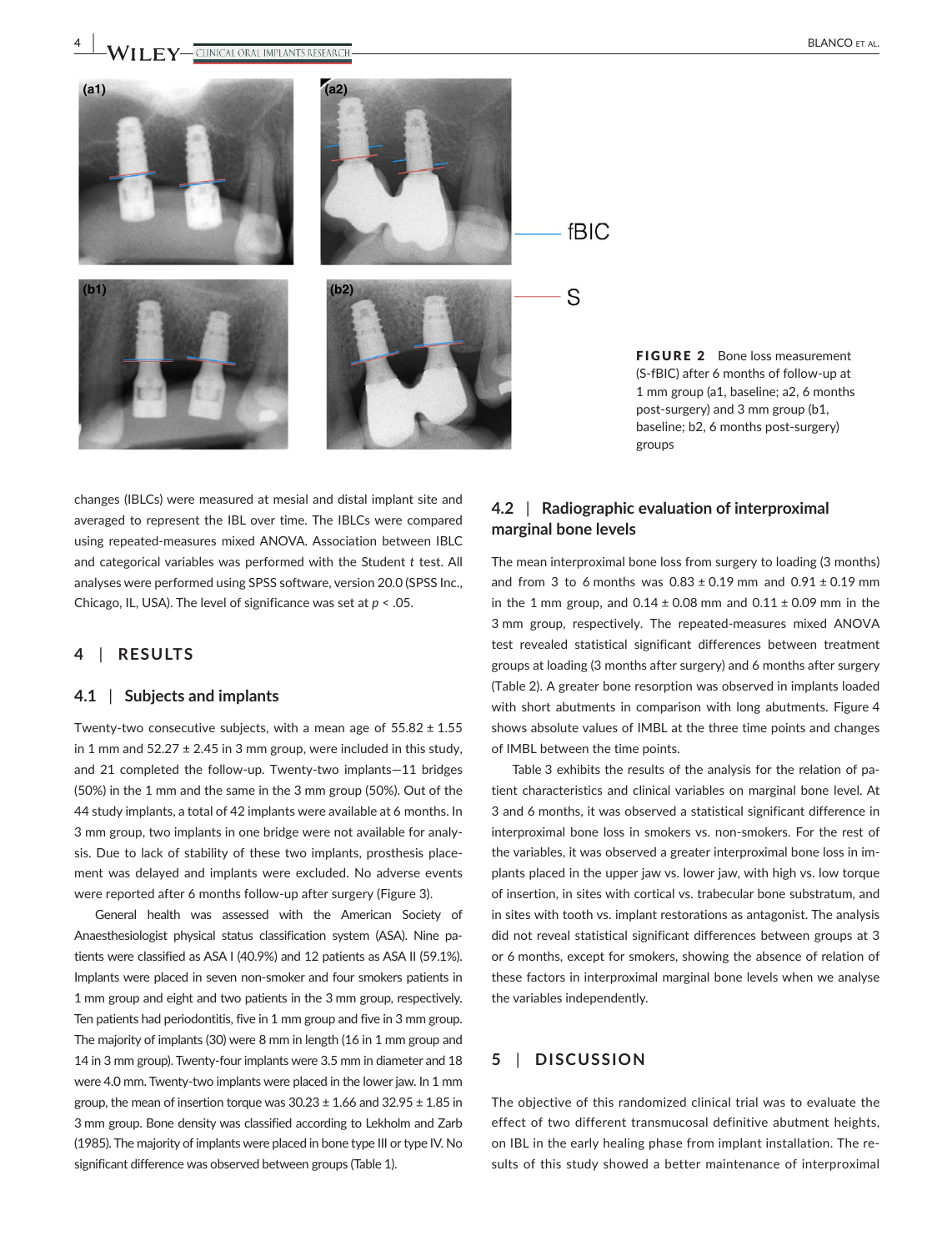FIGURE 2 Bone loss measurement (S-fBIC) after 6 months of follow-up at 1 mm group (a1, baseline; a2, 6 months post-surgery) and 3 mm group (b1, baseline; b2, 6 months post-surgery) groups

changes (IBLCs) were measured at mesial and distal implant site and averaged to represent the IBL over time. The IBLCs were compared using repeated-measures mixed ANOVA. Association between IBLC and categorical variables was performed with the Student *t* test. All analyses were performed using SPSS software, version 20.0 (SPSS Inc., Chicago, IL, USA). The level of significance was set at $p < .05$.

## 4 | RESULTS

### 4.1 | Subjects and implants

Twenty-two consecutive subjects, with a mean age of 55.82 ± 1.55 in 1 mm and 52.27 ± 2.45 in 3 mm group, were included in this study, and 21 completed the follow-up. Twenty-two implants—11 bridges (50%) in the 1 mm and the same in the 3 mm group (50%). Out of the 44 study implants, a total of 42 implants were available at 6 months. In 3 mm group, two implants in one bridge were not available for analysis. Due to lack of stability of these two implants, prosthesis placement was delayed and implants were excluded. No adverse events were reported after 6 months follow-up after surgery (Figure 3).

General health was assessed with the American Society of Anaesthesiologist physical status classification system (ASA). Nine patients were classified as ASA I (40.9%) and 12 patients as ASA II (59.1%). Implants were placed in seven non-smoker and four smokers patients in 1 mm group and eight and two patients in the 3 mm group, respectively. Ten patients had periodontitis, five in 1 mm group and five in 3 mm group. The majority of implants (30) were 8 mm in length (16 in 1 mm group and 14 in 3 mm group). Twenty-four implants were 3.5 mm in diameter and 18 were 4.0 mm. Twenty-two implants were placed in the lower jaw. In 1 mm group, the mean of insertion torque was 30.23 ± 1.66 and 32.95 ± 1.85 in 3 mm group. Bone density was classified according to Lekholm and Zarb (1985). The majority of implants were placed in bone type III or type IV. No significant difference was observed between groups (Table 1).

### 4.2 | Radiographic evaluation of interproximal marginal bone levels

The mean interproximal bone loss from surgery to loading (3 months) and from 3 to 6 months was 0.83 ± 0.19 mm and 0.91 ± 0.19 mm in the 1 mm group, and 0.14 ± 0.08 mm and 0.11 ± 0.09 mm in the 3 mm group, respectively. The repeated-measures mixed ANOVA test revealed statistical significant differences between treatment groups at loading (3 months after surgery) and 6 months after surgery (Table 2). A greater bone resorption was observed in implants loaded with short abutments in comparison with long abutments. Figure 4 shows absolute values of IMBL at the three time points and changes of IMBL between the time points.

Table 3 exhibits the results of the analysis for the relation of patient characteristics and clinical variables on marginal bone level. At 3 and 6 months, it was observed a statistical significant difference in interproximal bone loss in smokers vs. non-smokers. For the rest of the variables, it was observed a greater interproximal bone loss in implants placed in the upper jaw vs. lower jaw, with high vs. low torque of insertion, in sites with cortical vs. trabecular bone substratum, and in sites with tooth vs. implant restorations as antagonist. The analysis did not reveal statistical significant differences between groups at 3 or 6 months, except for smokers, showing the absence of relation of these factors in interproximal marginal bone levels when we analyse the variables independently.

## 5 | DISCUSSION

The objective of this randomized clinical trial was to evaluate the effect of two different transmucosal definitive abutment heights, on IBL in the early healing phase from implant installation. The results of this study showed a better maintenance of interproximal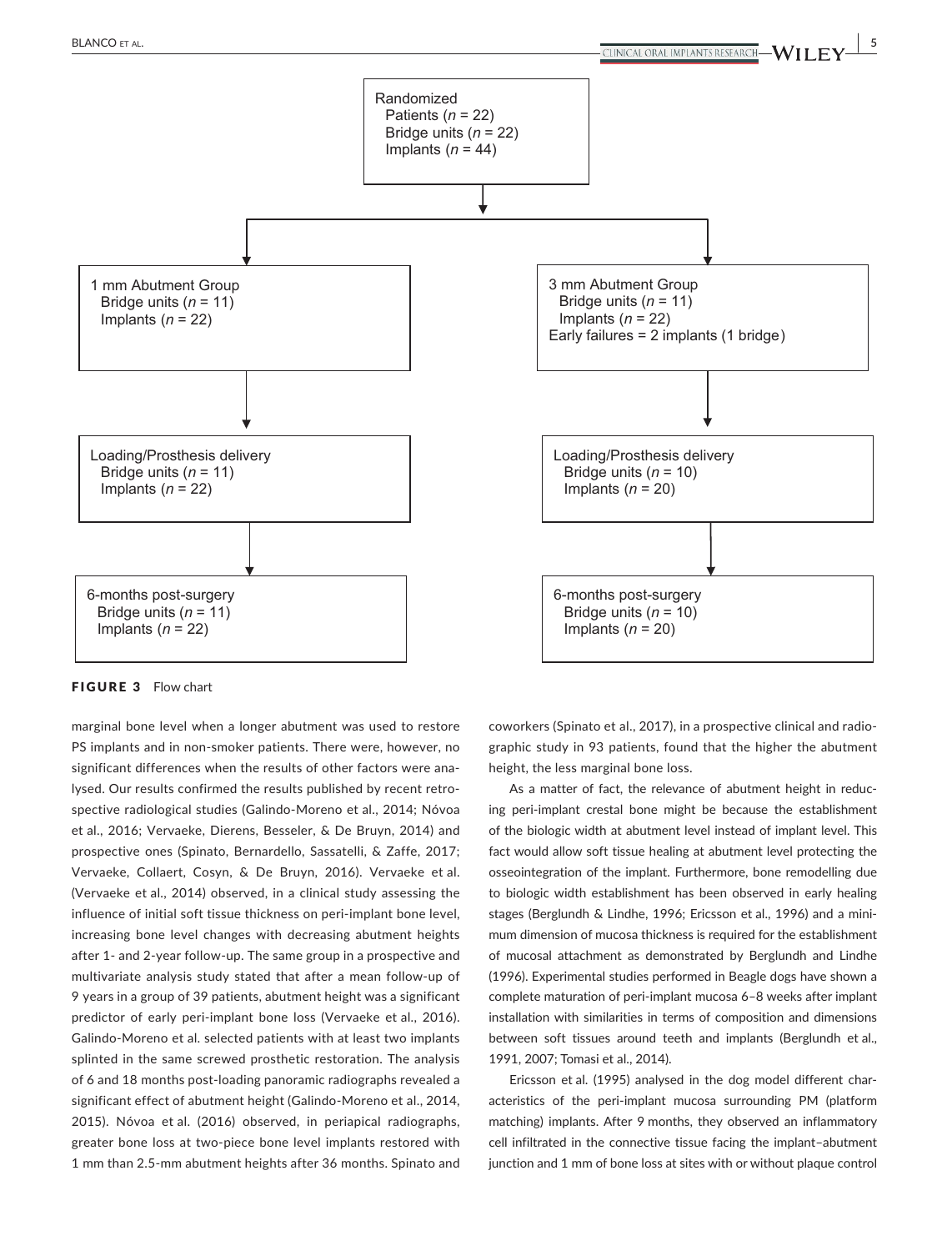Randomized
Patients ($n$ = 22)
Bridge units ($n$ = 22)
Implants ($n$ = 44)

1 mm Abutment Group
Bridge units ($n$ = 11)
Implants ($n$ = 22)

3 mm Abutment Group
Bridge units ($n$ = 11)
Implants ($n$ = 22)
Early failures = 2 implants (1 bridge)

Loading/Prosthesis delivery
Bridge units ($n$ = 11)
Implants ($n$ = 22)

Loading/Prosthesis delivery
Bridge units ($n$ = 10)
Implants ($n$ = 20)

6-months post-surgery
Bridge units ($n$ = 11)
Implants ($n$ = 22)

6-months post-surgery
Bridge units ($n$ = 10)
Implants ($n$ = 20)

**FIGURE 3** Flow chart

marginal bone level when a longer abutment was used to restore PS implants and in non-smoker patients. There were, however, no significant differences when the results of other factors were analysed. Our results confirmed the results published by recent retrospective radiological studies (Galindo-Moreno et al., 2014; Nóvoa et al., 2016; Vervaeke, Dierens, Besseler, & De Bruyn, 2014) and prospective ones (Spinato, Bernardello, Sassatelli, & Zaffe, 2017; Vervaeke, Collaert, Cosyn, & De Bruyn, 2016). Vervaeke et al. (Vervaeke et al., 2014) observed, in a clinical study assessing the influence of initial soft tissue thickness on peri-implant bone level, increasing bone level changes with decreasing abutment heights after 1- and 2-year follow-up. The same group in a prospective and multivariate analysis study stated that after a mean follow-up of 9 years in a group of 39 patients, abutment height was a significant predictor of early peri-implant bone loss (Vervaeke et al., 2016). Galindo-Moreno et al. selected patients with at least two implants splinted in the same screwed prosthetic restoration. The analysis of 6 and 18 months post-loading panoramic radiographs revealed a significant effect of abutment height (Galindo-Moreno et al., 2014, 2015). Nóvoa et al. (2016) observed, in periapical radiographs, greater bone loss at two-piece bone level implants restored with 1 mm than 2.5-mm abutment heights after 36 months. Spinato and coworkers (Spinato et al., 2017), in a prospective clinical and radiographic study in 93 patients, found that the higher the abutment height, the less marginal bone loss.

As a matter of fact, the relevance of abutment height in reducing peri-implant crestal bone might be because the establishment of the biologic width at abutment level instead of implant level. This fact would allow soft tissue healing at abutment level protecting the osseointegration of the implant. Furthermore, bone remodelling due to biologic width establishment has been observed in early healing stages (Berglundh & Lindhe, 1996; Ericsson et al., 1996) and a minimum dimension of mucosa thickness is required for the establishment of mucosal attachment as demonstrated by Berglundh and Lindhe (1996). Experimental studies performed in Beagle dogs have shown a complete maturation of peri-implant mucosa 6–8 weeks after implant installation with similarities in terms of composition and dimensions between soft tissues around teeth and implants (Berglundh et al., 1991, 2007; Tomasi et al., 2014).

Ericsson et al. (1995) analysed in the dog model different characteristics of the peri-implant mucosa surrounding PM (platform matching) implants. After 9 months, they observed an inflammatory cell infiltrated in the connective tissue facing the implant–abutment junction and 1 mm of bone loss at sites with or without plaque control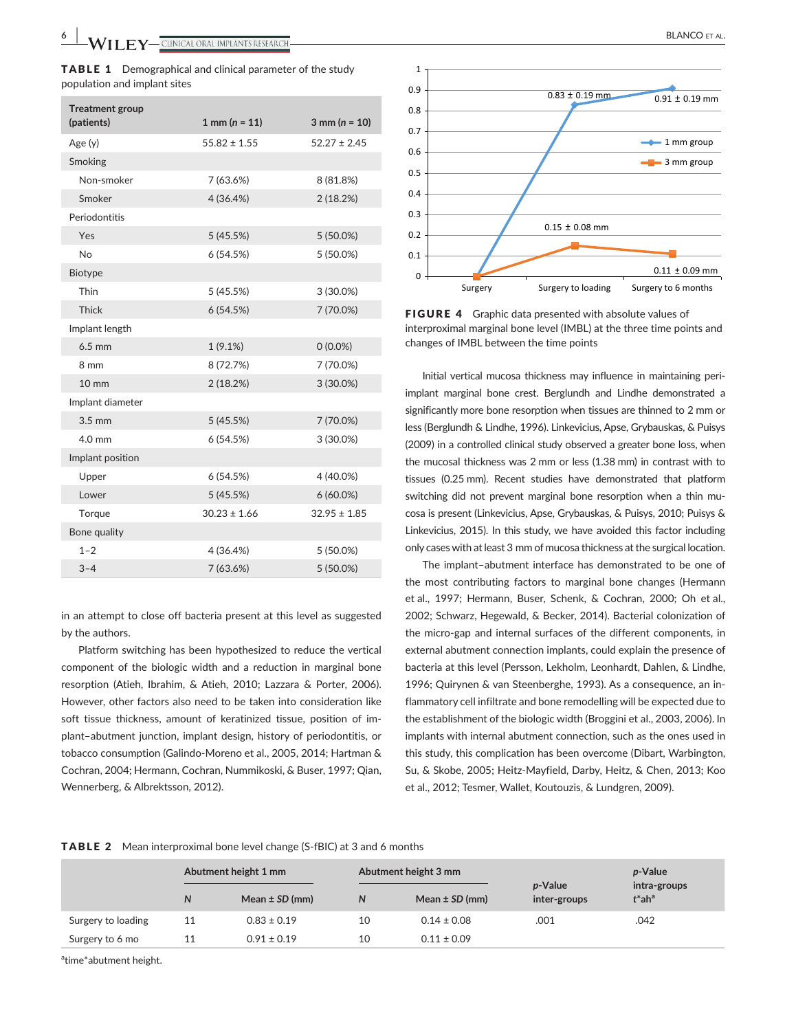**TABLE 1** Demographical and clinical parameter of the study population and implant sites

| Treatment group (patients) | 1 mm (*n* = 11) | 3 mm (*n* = 10) |
|---|---|---|
| Age (y) | 55.82 ± 1.55 | 52.27 ± 2.45 |
| Smoking | | |
| Non-smoker | 7 (63.6%) | 8 (81.8%) |
| Smoker | 4 (36.4%) | 2 (18.2%) |
| Periodontitis | | |
| Yes | 5 (45.5%) | 5 (50.0%) |
| No | 6 (54.5%) | 5 (50.0%) |
| Biotype | | |
| Thin | 5 (45.5%) | 3 (30.0%) |
| Thick | 6 (54.5%) | 7 (70.0%) |
| Implant length | | |
| 6.5 mm | 1 (9.1%) | 0 (0.0%) |
| 8 mm | 8 (72.7%) | 7 (70.0%) |
| 10 mm | 2 (18.2%) | 3 (30.0%) |
| Implant diameter | | |
| 3.5 mm | 5 (45.5%) | 7 (70.0%) |
| 4.0 mm | 6 (54.5%) | 3 (30.0%) |
| Implant position | | |
| Upper | 6 (54.5%) | 4 (40.0%) |
| Lower | 5 (45.5%) | 6 (60.0%) |
| Torque | 30.23 ± 1.66 | 32.95 ± 1.85 |
| Bone quality | | |
| 1–2 | 4 (36.4%) | 5 (50.0%) |
| 3–4 | 7 (63.6%) | 5 (50.0%) |

in an attempt to close off bacteria present at this level as suggested by the authors.

Platform switching has been hypothesized to reduce the vertical component of the biologic width and a reduction in marginal bone resorption (Atieh, Ibrahim, & Atieh, 2010; Lazzara & Porter, 2006). However, other factors also need to be taken into consideration like soft tissue thickness, amount of keratinized tissue, position of implant–abutment junction, implant design, history of periodontitis, or tobacco consumption (Galindo-Moreno et al., 2005, 2014; Hartman & Cochran, 2004; Hermann, Cochran, Nummikoski, & Buser, 1997; Qian, Wennerberg, & Albrektsson, 2012).

**FIGURE 4** Graphic data presented with absolute values of interproximal marginal bone level (IMBL) at the three time points and changes of IMBL between the time points

Initial vertical mucosa thickness may influence in maintaining peri-implant marginal bone crest. Berglundh and Lindhe demonstrated a significantly more bone resorption when tissues are thinned to 2 mm or less (Berglundh & Lindhe, 1996). Linkevicius, Apse, Grybauskas, & Puisys (2009) in a controlled clinical study observed a greater bone loss, when the mucosal thickness was 2 mm or less (1.38 mm) in contrast with to tissues (0.25 mm). Recent studies have demonstrated that platform switching did not prevent marginal bone resorption when a thin mucosa is present (Linkevicius, Apse, Grybauskas, & Puisys, 2010; Puisys & Linkevicius, 2015). In this study, we have avoided this factor including only cases with at least 3 mm of mucosa thickness at the surgical location.

The implant–abutment interface has demonstrated to be one of the most contributing factors to marginal bone changes (Hermann et al., 1997; Hermann, Buser, Schenk, & Cochran, 2000; Oh et al., 2002; Schwarz, Hegewald, & Becker, 2014). Bacterial colonization of the micro-gap and internal surfaces of the different components, in external abutment connection implants, could explain the presence of bacteria at this level (Persson, Lekholm, Leonhardt, Dahlen, & Lindhe, 1996; Quirynen & van Steenberghe, 1993). As a consequence, an inflammatory cell infiltrate and bone remodelling will be expected due to the establishment of the biologic width (Broggini et al., 2003, 2006). In implants with internal abutment connection, such as the ones used in this study, this complication has been overcome (Dibart, Warbington, Su, & Skobe, 2005; Heitz-Mayfield, Darby, Heitz, & Chen, 2013; Koo et al., 2012; Tesmer, Wallet, Koutouzis, & Lundgren, 2009).

**TABLE 2** Mean interproximal bone level change (S-fBIC) at 3 and 6 months

| | Abutment height 1 mm | | Abutment height 3 mm | | *p*-Value inter-groups | *p*-Value intra-groups t*ah[a] |
|---|---|---|---|---|---|---|
| | *N* | Mean ± *SD* (mm) | *N* | Mean ± *SD* (mm) | | |
| Surgery to loading | 11 | 0.83 ± 0.19 | 10 | 0.14 ± 0.08 | .001 | .042 |
| Surgery to 6 mo | 11 | 0.91 ± 0.19 | 10 | 0.11 ± 0.09 | | |

[a]time*abutment height.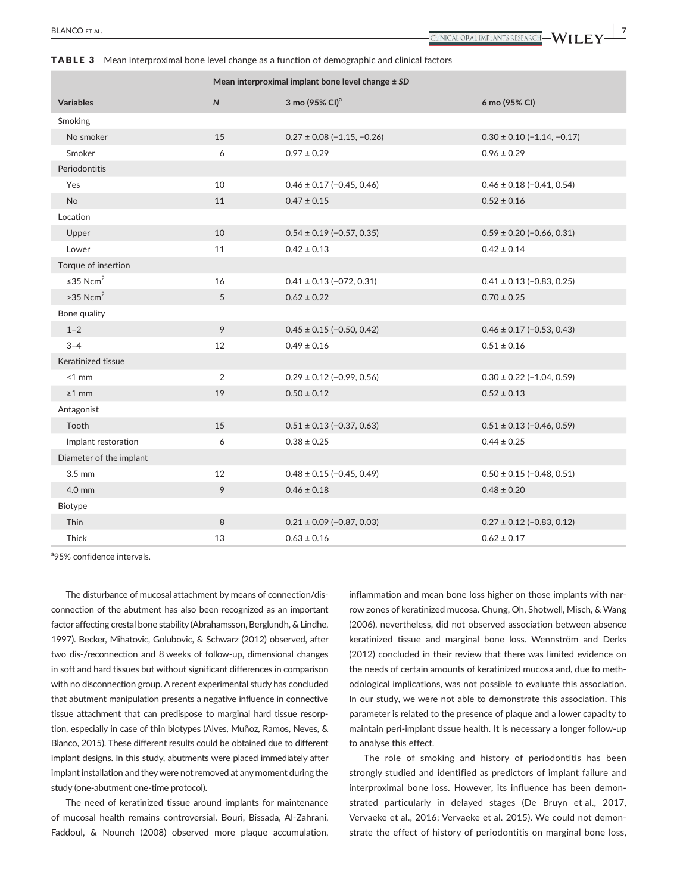**TABLE 3** Mean interproximal bone level change as a function of demographic and clinical factors

| | Mean interproximal implant bone level change ± *SD* | | |
|---|---|---|---|
| **Variables** | ***N*** | **3 mo (95% CI)[a]** | **6 mo (95% CI)** |
| Smoking | | | |
| No smoker | 15 | 0.27 ± 0.08 (−1.15, −0.26) | 0.30 ± 0.10 (−1.14, −0.17) |
| Smoker | 6 | 0.97 ± 0.29 | 0.96 ± 0.29 |
| Periodontitis | | | |
| Yes | 10 | 0.46 ± 0.17 (−0.45, 0.46) | 0.46 ± 0.18 (−0.41, 0.54) |
| No | 11 | 0.47 ± 0.15 | 0.52 ± 0.16 |
| Location | | | |
| Upper | 10 | 0.54 ± 0.19 (−0.57, 0.35) | 0.59 ± 0.20 (−0.66, 0.31) |
| Lower | 11 | 0.42 ± 0.13 | 0.42 ± 0.14 |
| Torque of insertion | | | |
| ≤35 $Ncm^2$ | 16 | 0.41 ± 0.13 (−072, 0.31) | 0.41 ± 0.13 (−0.83, 0.25) |
| >35 $Ncm^2$ | 5 | 0.62 ± 0.22 | 0.70 ± 0.25 |
| Bone quality | | | |
| 1–2 | 9 | 0.45 ± 0.15 (−0.50, 0.42) | 0.46 ± 0.17 (−0.53, 0.43) |
| 3–4 | 12 | 0.49 ± 0.16 | 0.51 ± 0.16 |
| Keratinized tissue | | | |
| <1 mm | 2 | 0.29 ± 0.12 (−0.99, 0.56) | 0.30 ± 0.22 (−1.04, 0.59) |
| ≥1 mm | 19 | 0.50 ± 0.12 | 0.52 ± 0.13 |
| Antagonist | | | |
| Tooth | 15 | 0.51 ± 0.13 (−0.37, 0.63) | 0.51 ± 0.13 (−0.46, 0.59) |
| Implant restoration | 6 | 0.38 ± 0.25 | 0.44 ± 0.25 |
| Diameter of the implant | | | |
| 3.5 mm | 12 | 0.48 ± 0.15 (−0.45, 0.49) | 0.50 ± 0.15 (−0.48, 0.51) |
| 4.0 mm | 9 | 0.46 ± 0.18 | 0.48 ± 0.20 |
| Biotype | | | |
| Thin | 8 | 0.21 ± 0.09 (−0.87, 0.03) | 0.27 ± 0.12 (−0.83, 0.12) |
| Thick | 13 | 0.63 ± 0.16 | 0.62 ± 0.17 |

[a]95% confidence intervals.

The disturbance of mucosal attachment by means of connection/disconnection of the abutment has also been recognized as an important factor affecting crestal bone stability (Abrahamsson, Berglundh, & Lindhe, 1997). Becker, Mihatovic, Golubovic, & Schwarz (2012) observed, after two dis-/reconnection and 8 weeks of follow-up, dimensional changes in soft and hard tissues but without significant differences in comparison with no disconnection group. A recent experimental study has concluded that abutment manipulation presents a negative influence in connective tissue attachment that can predispose to marginal hard tissue resorption, especially in case of thin biotypes (Alves, Muñoz, Ramos, Neves, & Blanco, 2015). These different results could be obtained due to different implant designs. In this study, abutments were placed immediately after implant installation and they were not removed at any moment during the study (one-abutment one-time protocol).

The need of keratinized tissue around implants for maintenance of mucosal health remains controversial. Bouri, Bissada, Al-Zahrani, Faddoul, & Nouneh (2008) observed more plaque accumulation, inflammation and mean bone loss higher on those implants with narrow zones of keratinized mucosa. Chung, Oh, Shotwell, Misch, & Wang (2006), nevertheless, did not observed association between absence keratinized tissue and marginal bone loss. Wennström and Derks (2012) concluded in their review that there was limited evidence on the needs of certain amounts of keratinized mucosa and, due to methodological implications, was not possible to evaluate this association. In our study, we were not able to demonstrate this association. This parameter is related to the presence of plaque and a lower capacity to maintain peri-implant tissue health. It is necessary a longer follow-up to analyse this effect.

The role of smoking and history of periodontitis has been strongly studied and identified as predictors of implant failure and interproximal bone loss. However, its influence has been demonstrated particularly in delayed stages (De Bruyn et al., 2017, Vervaeke et al., 2016; Vervaeke et al. 2015). We could not demonstrate the effect of history of periodontitis on marginal bone loss,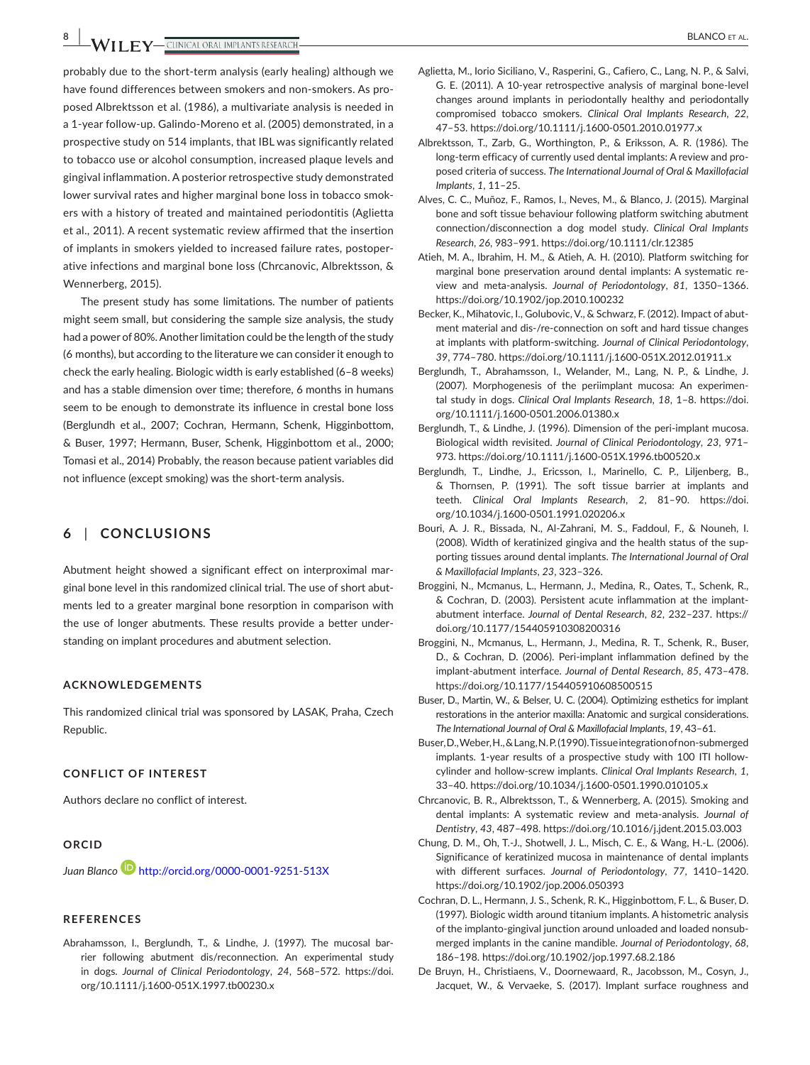probably due to the short-term analysis (early healing) although we have found differences between smokers and non-smokers. As proposed Albrektsson et al. (1986), a multivariate analysis is needed in a 1-year follow-up. Galindo-Moreno et al. (2005) demonstrated, in a prospective study on 514 implants, that IBL was significantly related to tobacco use or alcohol consumption, increased plaque levels and gingival inflammation. A posterior retrospective study demonstrated lower survival rates and higher marginal bone loss in tobacco smokers with a history of treated and maintained periodontitis (Aglietta et al., 2011). A recent systematic review affirmed that the insertion of implants in smokers yielded to increased failure rates, postoperative infections and marginal bone loss (Chrcanovic, Albrektsson, & Wennerberg, 2015).

The present study has some limitations. The number of patients might seem small, but considering the sample size analysis, the study had a power of 80%. Another limitation could be the length of the study (6 months), but according to the literature we can consider it enough to check the early healing. Biologic width is early established (6–8 weeks) and has a stable dimension over time; therefore, 6 months in humans seem to be enough to demonstrate its influence in crestal bone loss (Berglundh et al., 2007; Cochran, Hermann, Schenk, Higginbottom, & Buser, 1997; Hermann, Buser, Schenk, Higginbottom et al., 2000; Tomasi et al., 2014) Probably, the reason because patient variables did not influence (except smoking) was the short-term analysis.

## 6 | CONCLUSIONS

Abutment height showed a significant effect on interproximal marginal bone level in this randomized clinical trial. The use of short abutments led to a greater marginal bone resorption in comparison with the use of longer abutments. These results provide a better understanding on implant procedures and abutment selection.

### ACKNOWLEDGEMENTS

This randomized clinical trial was sponsored by LASAK, Praha, Czech Republic.

### CONFLICT OF INTEREST

Authors declare no conflict of interest.

### ORCID

*Juan Blanco* http://orcid.org/0000-0001-9251-513X

### REFERENCES

Abrahamsson, I., Berglundh, T., & Lindhe, J. (1997). The mucosal barrier following abutment dis/reconnection. An experimental study in dogs. *Journal of Clinical Periodontology*, *24*, 568–572. https://doi.org/10.1111/j.1600-051X.1997.tb00230.x

Aglietta, M., Iorio Siciliano, V., Rasperini, G., Cafiero, C., Lang, N. P., & Salvi, G. E. (2011). A 10-year retrospective analysis of marginal bone-level changes around implants in periodontally healthy and periodontally compromised tobacco smokers. *Clinical Oral Implants Research*, *22*, 47–53. https://doi.org/10.1111/j.1600-0501.2010.01977.x

Albrektsson, T., Zarb, G., Worthington, P., & Eriksson, A. R. (1986). The long-term efficacy of currently used dental implants: A review and proposed criteria of success. *The International Journal of Oral & Maxillofacial Implants*, *1*, 11–25.

Alves, C. C., Muñoz, F., Ramos, I., Neves, M., & Blanco, J. (2015). Marginal bone and soft tissue behaviour following platform switching abutment connection/disconnection a dog model study. *Clinical Oral Implants Research*, *26*, 983–991. https://doi.org/10.1111/clr.12385

Atieh, M. A., Ibrahim, H. M., & Atieh, A. H. (2010). Platform switching for marginal bone preservation around dental implants: A systematic review and meta-analysis. *Journal of Periodontology*, *81*, 1350–1366. https://doi.org/10.1902/jop.2010.100232

Becker, K., Mihatovic, I., Golubovic, V., & Schwarz, F. (2012). Impact of abutment material and dis-/re-connection on soft and hard tissue changes at implants with platform-switching. *Journal of Clinical Periodontology*, *39*, 774–780. https://doi.org/10.1111/j.1600-051X.2012.01911.x

Berglundh, T., Abrahamsson, I., Welander, M., Lang, N. P., & Lindhe, J. (2007). Morphogenesis of the periimplant mucosa: An experimental study in dogs. *Clinical Oral Implants Research*, *18*, 1–8. https://doi.org/10.1111/j.1600-0501.2006.01380.x

Berglundh, T., & Lindhe, J. (1996). Dimension of the peri-implant mucosa. Biological width revisited. *Journal of Clinical Periodontology*, *23*, 971–973. https://doi.org/10.1111/j.1600-051X.1996.tb00520.x

Berglundh, T., Lindhe, J., Ericsson, I., Marinello, C. P., Liljenberg, B., & Thomsen, P. (1991). The soft tissue barrier at implants and teeth. *Clinical Oral Implants Research*, *2*, 81–90. https://doi.org/10.1034/j.1600-0501.1991.020206.x

Bouri, A. J. R., Bissada, N., Al-Zahrani, M. S., Faddoul, F., & Nouneh, I. (2008). Width of keratinized gingiva and the health status of the supporting tissues around dental implants. *The International Journal of Oral & Maxillofacial Implants*, *23*, 323–326.

Broggini, N., Mcmanus, L., Hermann, J., Medina, R., Oates, T., Schenk, R., & Cochran, D. (2003). Persistent acute inflammation at the implant-abutment interface. *Journal of Dental Research*, *82*, 232–237. https://doi.org/10.1177/154405910308200316

Broggini, N., Mcmanus, L., Hermann, J., Medina, R. T., Schenk, R., Buser, D., & Cochran, D. (2006). Peri-implant inflammation defined by the implant-abutment interface. *Journal of Dental Research*, *85*, 473–478. https://doi.org/10.1177/154405910608500515

Buser, D., Martin, W., & Belser, U. C. (2004). Optimizing esthetics for implant restorations in the anterior maxilla: Anatomic and surgical considerations. *The International Journal of Oral & Maxillofacial Implants*, *19*, 43–61.

Buser, D., Weber, H., & Lang, N. P. (1990). Tissue integration of non-submerged implants. 1-year results of a prospective study with 100 ITI hollow-cylinder and hollow-screw implants. *Clinical Oral Implants Research*, *1*, 33–40. https://doi.org/10.1034/j.1600-0501.1990.010105.x

Chrcanovic, B. R., Albrektsson, T., & Wennerberg, A. (2015). Smoking and dental implants: A systematic review and meta-analysis. *Journal of Dentistry*, *43*, 487–498. https://doi.org/10.1016/j.jdent.2015.03.003

Chung, D. M., Oh, T.-J., Shotwell, J. L., Misch, C. E., & Wang, H.-L. (2006). Significance of keratinized mucosa in maintenance of dental implants with different surfaces. *Journal of Periodontology*, *77*, 1410–1420. https://doi.org/10.1902/jop.2006.050393

Cochran, D. L., Hermann, J. S., Schenk, R. K., Higginbottom, F. L., & Buser, D. (1997). Biologic width around titanium implants. A histometric analysis of the implanto-gingival junction around unloaded and loaded nonsubmerged implants in the canine mandible. *Journal of Periodontology*, *68*, 186–198. https://doi.org/10.1902/jop.1997.68.2.186

De Bruyn, H., Christiaens, V., Doornewaard, R., Jacobsson, M., Cosyn, J., Jacquet, W., & Vervaeke, S. (2017). Implant surface roughness and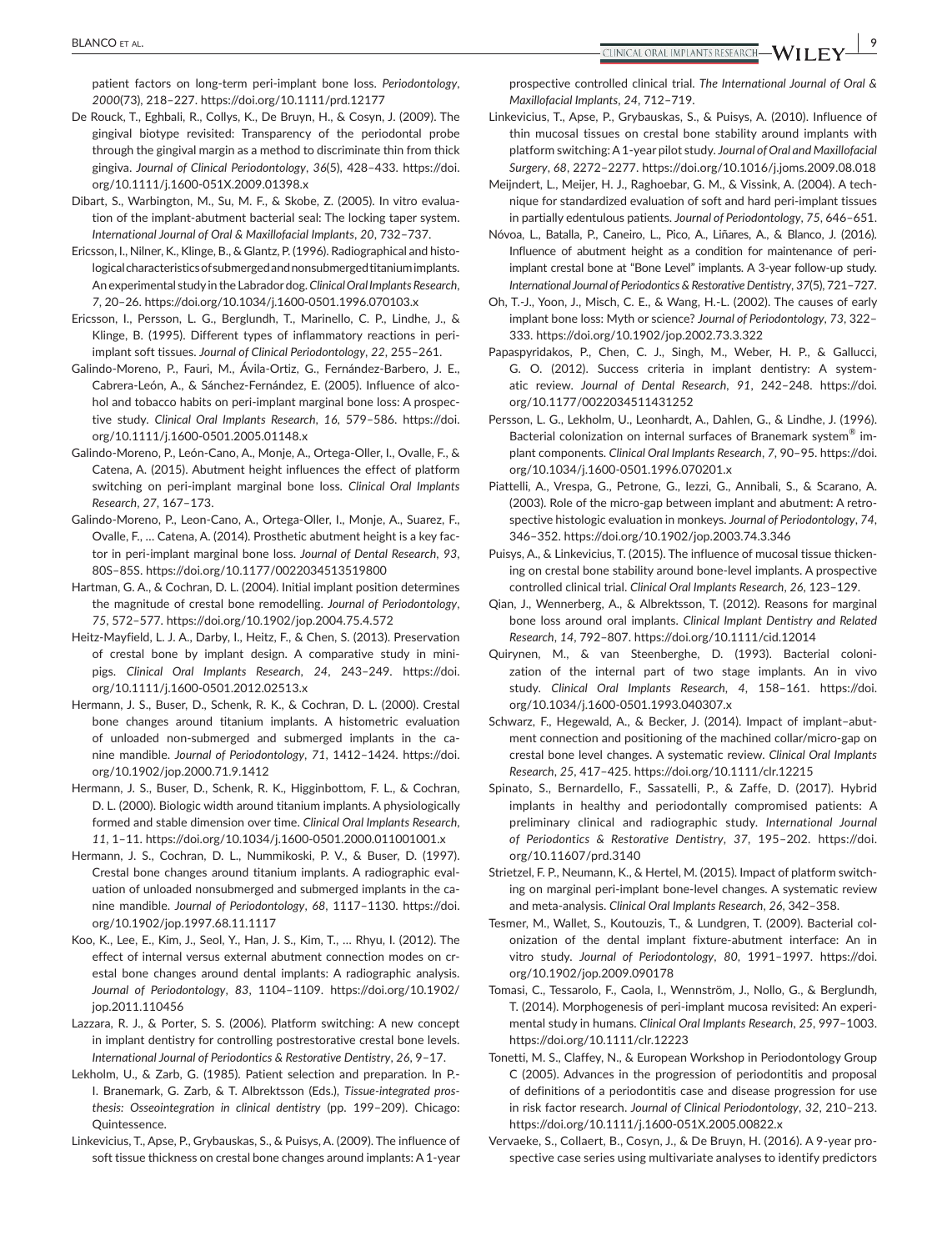patient factors on long-term peri-implant bone loss. *Periodontology, 2000*(73), 218–227. https://doi.org/10.1111/prd.12177

De Rouck, T., Eghbali, R., Collys, K., De Bruyn, H., & Cosyn, J. (2009). The gingival biotype revisited: Transparency of the periodontal probe through the gingival margin as a method to discriminate thin from thick gingiva. *Journal of Clinical Periodontology*, *36*(5), 428–433. https://doi.org/10.1111/j.1600-051X.2009.01398.x

Dibart, S., Warbington, M., Su, M. F., & Skobe, Z. (2005). In vitro evaluation of the implant-abutment bacterial seal: The locking taper system. *International Journal of Oral & Maxillofacial Implants*, *20*, 732–737.

Ericsson, I., Nilner, K., Klinge, B., & Glantz, P. (1996). Radiographical and histological characteristics of submerged and nonsubmerged titanium implants. An experimental study in the Labrador dog. *Clinical Oral Implants Research*, *7*, 20–26. https://doi.org/10.1034/j.1600-0501.1996.070103.x

Ericsson, I., Persson, L. G., Berglundh, T., Marinello, C. P., Lindhe, J., & Klinge, B. (1995). Different types of inflammatory reactions in peri-implant soft tissues. *Journal of Clinical Periodontology*, *22*, 255–261.

Galindo-Moreno, P., Fauri, M., Ávila-Ortiz, G., Fernández-Barbero, J. E., Cabrera-León, A., & Sánchez-Fernández, E. (2005). Influence of alcohol and tobacco habits on peri-implant marginal bone loss: A prospective study. *Clinical Oral Implants Research*, *16*, 579–586. https://doi.org/10.1111/j.1600-0501.2005.01148.x

Galindo-Moreno, P., León-Cano, A., Monje, A., Ortega-Oller, I., Ovalle, F., & Catena, A. (2015). Abutment height influences the effect of platform switching on peri-implant marginal bone loss. *Clinical Oral Implants Research*, *27*, 167–173.

Galindo-Moreno, P., Leon-Cano, A., Ortega-Oller, I., Monje, A., Suarez, F., Ovalle, F., … Catena, A. (2014). Prosthetic abutment height is a key factor in peri-implant marginal bone loss. *Journal of Dental Research*, *93*, 80S–85S. https://doi.org/10.1177/0022034513519800

Hartman, G. A., & Cochran, D. L. (2004). Initial implant position determines the magnitude of crestal bone remodelling. *Journal of Periodontology*, *75*, 572–577. https://doi.org/10.1902/jop.2004.75.4.572

Heitz-Mayfield, L. J. A., Darby, I., Heitz, F., & Chen, S. (2013). Preservation of crestal bone by implant design. A comparative study in minipigs. *Clinical Oral Implants Research*, *24*, 243–249. https://doi.org/10.1111/j.1600-0501.2012.02513.x

Hermann, J. S., Buser, D., Schenk, R. K., & Cochran, D. L. (2000). Crestal bone changes around titanium implants. A histometric evaluation of unloaded non-submerged and submerged implants in the canine mandible. *Journal of Periodontology*, *71*, 1412–1424. https://doi.org/10.1902/jop.2000.71.9.1412

Hermann, J. S., Buser, D., Schenk, R. K., Higginbottom, F. L., & Cochran, D. L. (2000). Biologic width around titanium implants. A physiologically formed and stable dimension over time. *Clinical Oral Implants Research*, *11*, 1–11. https://doi.org/10.1034/j.1600-0501.2000.011001001.x

Hermann, J. S., Cochran, D. L., Nummikoski, P. V., & Buser, D. (1997). Crestal bone changes around titanium implants. A radiographic evaluation of unloaded nonsubmerged and submerged implants in the canine mandible. *Journal of Periodontology*, *68*, 1117–1130. https://doi.org/10.1902/jop.1997.68.11.1117

Koo, K., Lee, E., Kim, J., Seol, Y., Han, J. S., Kim, T., … Rhyu, I. (2012). The effect of internal versus external abutment connection modes on crestal bone changes around dental implants: A radiographic analysis. *Journal of Periodontology*, *83*, 1104–1109. https://doi.org/10.1902/jop.2011.110456

Lazzara, R. J., & Porter, S. S. (2006). Platform switching: A new concept in implant dentistry for controlling postrestorative crestal bone levels. *International Journal of Periodontics & Restorative Dentistry*, *26*, 9–17.

Lekholm, U., & Zarb, G. (1985). Patient selection and preparation. In P.-I. Branemark, G. Zarb, & T. Albrektsson (Eds.), *Tissue-integrated prosthesis: Osseointegration in clinical dentistry* (pp. 199–209). Chicago: Quintessence.

Linkevicius, T., Apse, P., Grybauskas, S., & Puisys, A. (2009). The influence of soft tissue thickness on crestal bone changes around implants: A 1-year prospective controlled clinical trial. *The International Journal of Oral & Maxillofacial Implants*, *24*, 712–719.

Linkevicius, T., Apse, P., Grybauskas, S., & Puisys, A. (2010). Influence of thin mucosal tissues on crestal bone stability around implants with platform switching: A 1-year pilot study. *Journal of Oral and Maxillofacial Surgery*, *68*, 2272–2277. https://doi.org/10.1016/j.joms.2009.08.018

Meijndert, L., Meijer, H. J., Raghoebar, G. M., & Vissink, A. (2004). A technique for standardized evaluation of soft and hard peri-implant tissues in partially edentulous patients. *Journal of Periodontology*, *75*, 646–651.

Nóvoa, L., Batalla, P., Caneiro, L., Pico, A., Liñares, A., & Blanco, J. (2016). Influence of abutment height as a condition for maintenance of peri-implant crestal bone at "Bone Level" implants. A 3-year follow-up study. *International Journal of Periodontics & Restorative Dentistry*, *37*(5), 721–727.

Oh, T.-J., Yoon, J., Misch, C. E., & Wang, H.-L. (2002). The causes of early implant bone loss: Myth or science? *Journal of Periodontology*, *73*, 322–333. https://doi.org/10.1902/jop.2002.73.3.322

Papaspyridakos, P., Chen, C. J., Singh, M., Weber, H. P., & Gallucci, G. O. (2012). Success criteria in implant dentistry: A systematic review. *Journal of Dental Research*, *91*, 242–248. https://doi.org/10.1177/0022034511431252

Persson, L. G., Lekholm, U., Leonhardt, A., Dahlen, G., & Lindhe, J. (1996). Bacterial colonization on internal surfaces of Branemark system® implant components. *Clinical Oral Implants Research*, *7*, 90–95. https://doi.org/10.1034/j.1600-0501.1996.070201.x

Piattelli, A., Vrespa, G., Petrone, G., Iezzi, G., Annibali, S., & Scarano, A. (2003). Role of the micro-gap between implant and abutment: A retrospective histologic evaluation in monkeys. *Journal of Periodontology*, *74*, 346–352. https://doi.org/10.1902/jop.2003.74.3.346

Puisys, A., & Linkevicius, T. (2015). The influence of mucosal tissue thickening on crestal bone stability around bone-level implants. A prospective controlled clinical trial. *Clinical Oral Implants Research*, *26*, 123–129.

Qian, J., Wennerberg, A., & Albrektsson, T. (2012). Reasons for marginal bone loss around oral implants. *Clinical Implant Dentistry and Related Research*, *14*, 792–807. https://doi.org/10.1111/cid.12014

Quirynen, M., & van Steenberghe, D. (1993). Bacterial colonization of the internal part of two stage implants. An in vivo study. *Clinical Oral Implants Research*, *4*, 158–161. https://doi.org/10.1034/j.1600-0501.1993.040307.x

Schwarz, F., Hegewald, A., & Becker, J. (2014). Impact of implant–abutment connection and positioning of the machined collar/micro-gap on crestal bone level changes. A systematic review. *Clinical Oral Implants Research*, *25*, 417–425. https://doi.org/10.1111/clr.12215

Spinato, S., Bernardello, F., Sassatelli, P., & Zaffe, D. (2017). Hybrid implants in healthy and periodontally compromised patients: A preliminary clinical and radiographic study. *International Journal of Periodontics & Restorative Dentistry*, *37*, 195–202. https://doi.org/10.11607/prd.3140

Strietzel, F. P., Neumann, K., & Hertel, M. (2015). Impact of platform switching on marginal peri-implant bone-level changes. A systematic review and meta-analysis. *Clinical Oral Implants Research*, *26*, 342–358.

Tesmer, M., Wallet, S., Koutouzis, T., & Lundgren, T. (2009). Bacterial colonization of the dental implant fixture-abutment interface: An in vitro study. *Journal of Periodontology*, *80*, 1991–1997. https://doi.org/10.1902/jop.2009.090178

Tomasi, C., Tessarolo, F., Caola, I., Wennström, J., Nollo, G., & Berglundh, T. (2014). Morphogenesis of peri-implant mucosa revisited: An experimental study in humans. *Clinical Oral Implants Research*, *25*, 997–1003. https://doi.org/10.1111/clr.12223

Tonetti, M. S., Claffey, N., & European Workshop in Periodontology Group C (2005). Advances in the progression of periodontitis and proposal of definitions of a periodontitis case and disease progression for use in risk factor research. *Journal of Clinical Periodontology*, *32*, 210–213. https://doi.org/10.1111/j.1600-051X.2005.00822.x

Vervaeke, S., Collaert, B., Cosyn, J., & De Bruyn, H. (2016). A 9-year prospective case series using multivariate analyses to identify predictors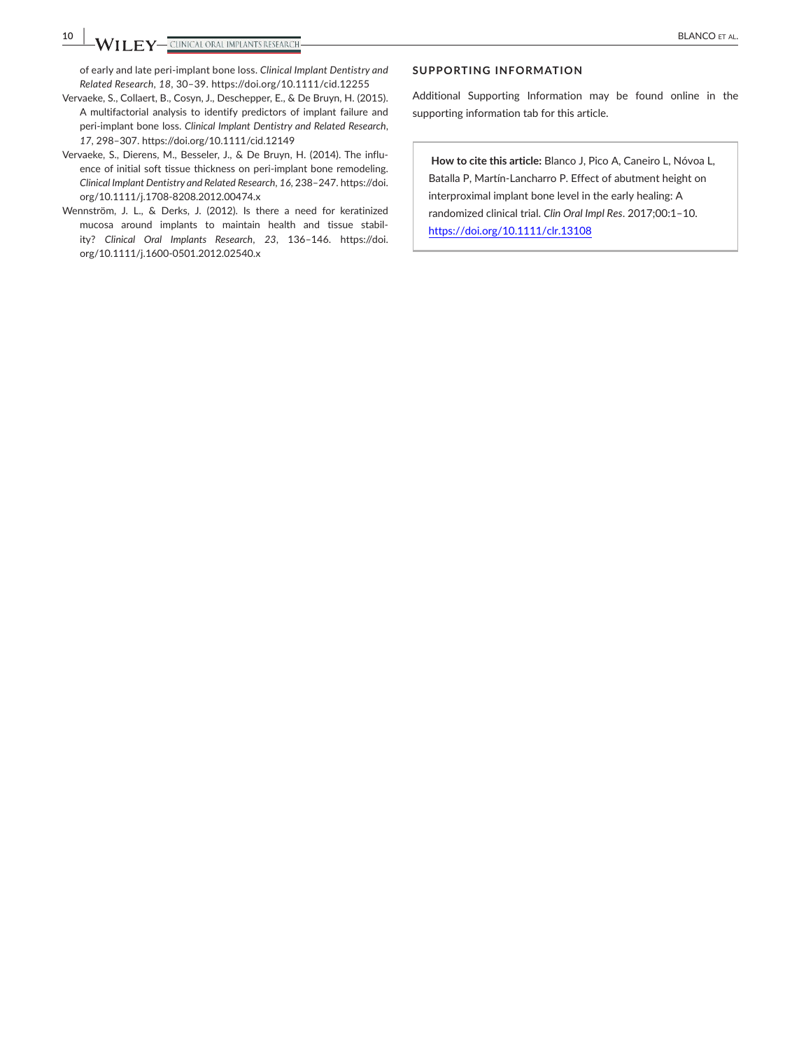of early and late peri-implant bone loss. *Clinical Implant Dentistry and Related Research*, *18*, 30–39. https://doi.org/10.1111/cid.12255

Vervaeke, S., Collaert, B., Cosyn, J., Deschepper, E., & De Bruyn, H. (2015). A multifactorial analysis to identify predictors of implant failure and peri-implant bone loss. *Clinical Implant Dentistry and Related Research*, *17*, 298–307. https://doi.org/10.1111/cid.12149

Vervaeke, S., Dierens, M., Besseler, J., & De Bruyn, H. (2014). The influence of initial soft tissue thickness on peri-implant bone remodeling. *Clinical Implant Dentistry and Related Research*, *16*, 238–247. https://doi.org/10.1111/j.1708-8208.2012.00474.x

Wennström, J. L., & Derks, J. (2012). Is there a need for keratinized mucosa around implants to maintain health and tissue stability? *Clinical Oral Implants Research*, *23*, 136–146. https://doi.org/10.1111/j.1600-0501.2012.02540.x

## SUPPORTING INFORMATION

Additional Supporting Information may be found online in the supporting information tab for this article.

**How to cite this article:** Blanco J, Pico A, Caneiro L, Nóvoa L, Batalla P, Martín-Lancharro P. Effect of abutment height on interproximal implant bone level in the early healing: A randomized clinical trial. *Clin Oral Impl Res*. 2017;00:1–10. https://doi.org/10.1111/clr.13108